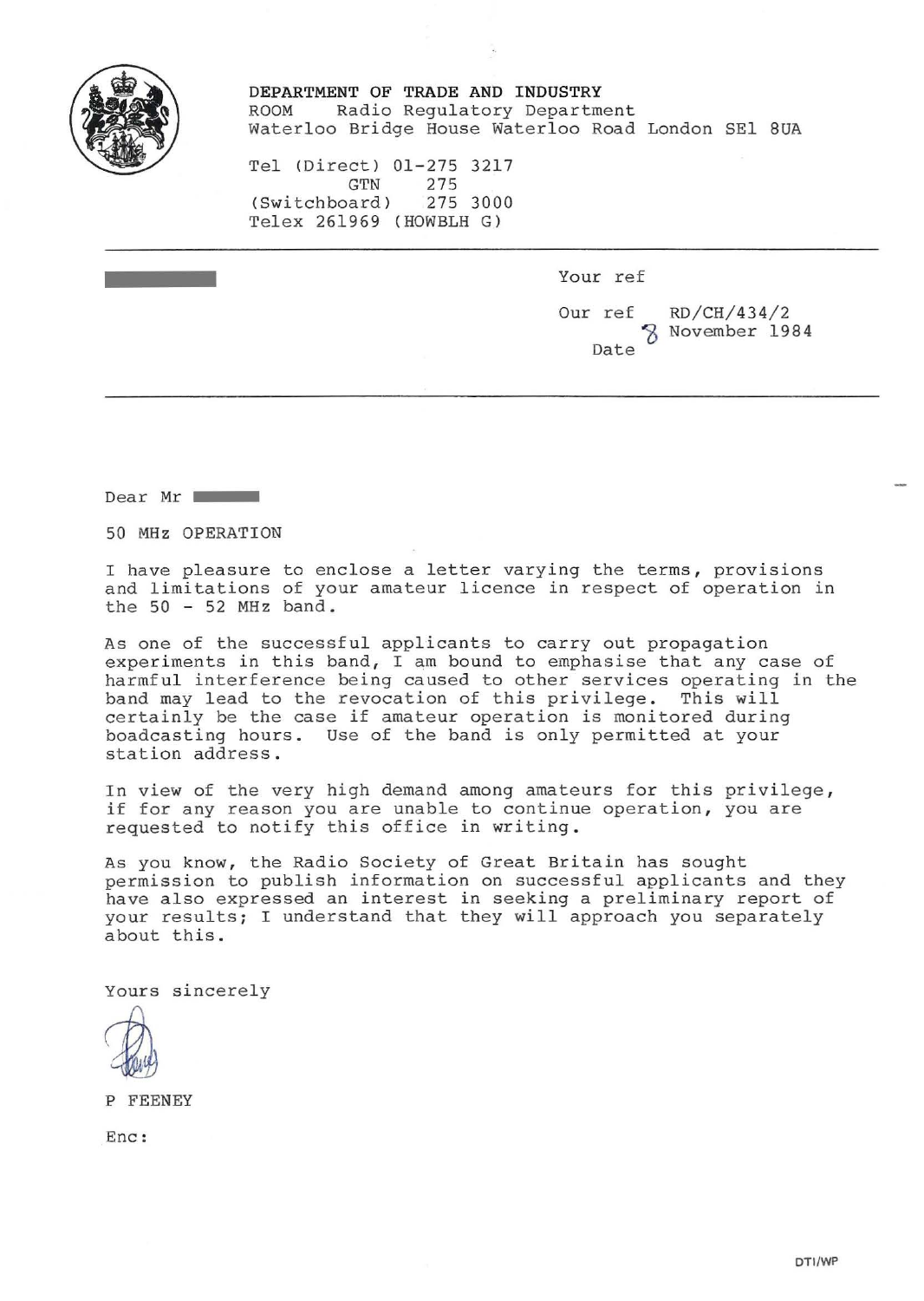**DEPARTMENT OF TRADE AND INDUSTRY**
ROOM Radio Regulatory Department
Waterloo Bridge House Waterloo Road London SE1 8UA

Tel (Direct) 01-275 3217
GTN 275
(Switchboard) 275 3000
Telex 261969 (HOWBLH G)

Your ref

Our ref RD/CH/434/2
Date 8 November 1984

Dear Mr

50 MHz OPERATION

I have pleasure to enclose a letter varying the terms, provisions and limitations of your amateur licence in respect of operation in the 50 - 52 MHz band.

As one of the successful applicants to carry out propagation experiments in this band, I am bound to emphasise that any case of harmful interference being caused to other services operating in the band may lead to the revocation of this privilege. This will certainly be the case if amateur operation is monitored during boadcasting hours. Use of the band is only permitted at your station address.

In view of the very high demand among amateurs for this privilege, if for any reason you are unable to continue operation, you are requested to notify this office in writing.

As you know, the Radio Society of Great Britain has sought permission to publish information on successful applicants and they have also expressed an interest in seeking a preliminary report of your results; I understand that they will approach you separately about this.

Yours sincerely

P FEENEY

Enc:

DTI/WP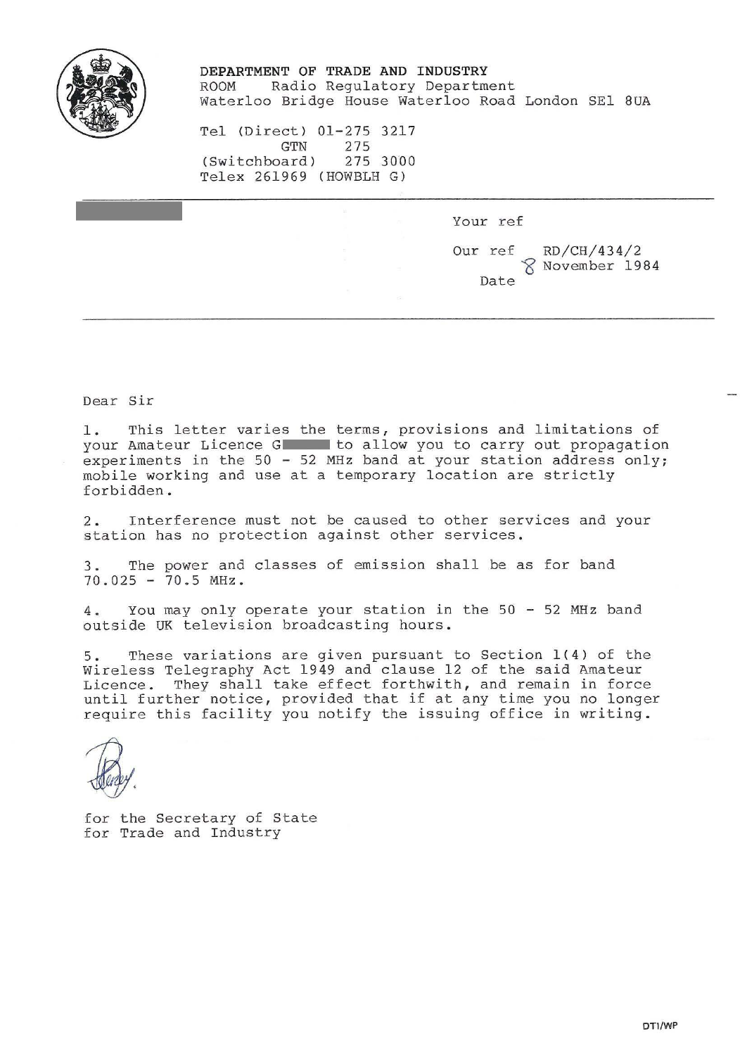**DEPARTMENT OF TRADE AND INDUSTRY**
ROOM Radio Regulatory Department
Waterloo Bridge House Waterloo Road London SE1 8UA

Tel (Direct) 01-275 3217
GTN 275
(Switchboard) 275 3000
Telex 261969 (HOWBLH G)

Your ref

Our ref RD/CH/434/2

Date 8 November 1984

Dear Sir

1. This letter varies the terms, provisions and limitations of your Amateur Licence G to allow you to carry out propagation experiments in the 50 - 52 MHz band at your station address only; mobile working and use at a temporary location are strictly forbidden.

2. Interference must not be caused to other services and your station has no protection against other services.

3. The power and classes of emission shall be as for band 70.025 - 70.5 MHz.

4. You may only operate your station in the 50 - 52 MHz band outside UK television broadcasting hours.

5. These variations are given pursuant to Section 1(4) of the Wireless Telegraphy Act 1949 and clause 12 of the said Amateur Licence. They shall take effect forthwith, and remain in force until further notice, provided that if at any time you no longer require this facility you notify the issuing office in writing.

for the Secretary of State
for Trade and Industry

DTI/WP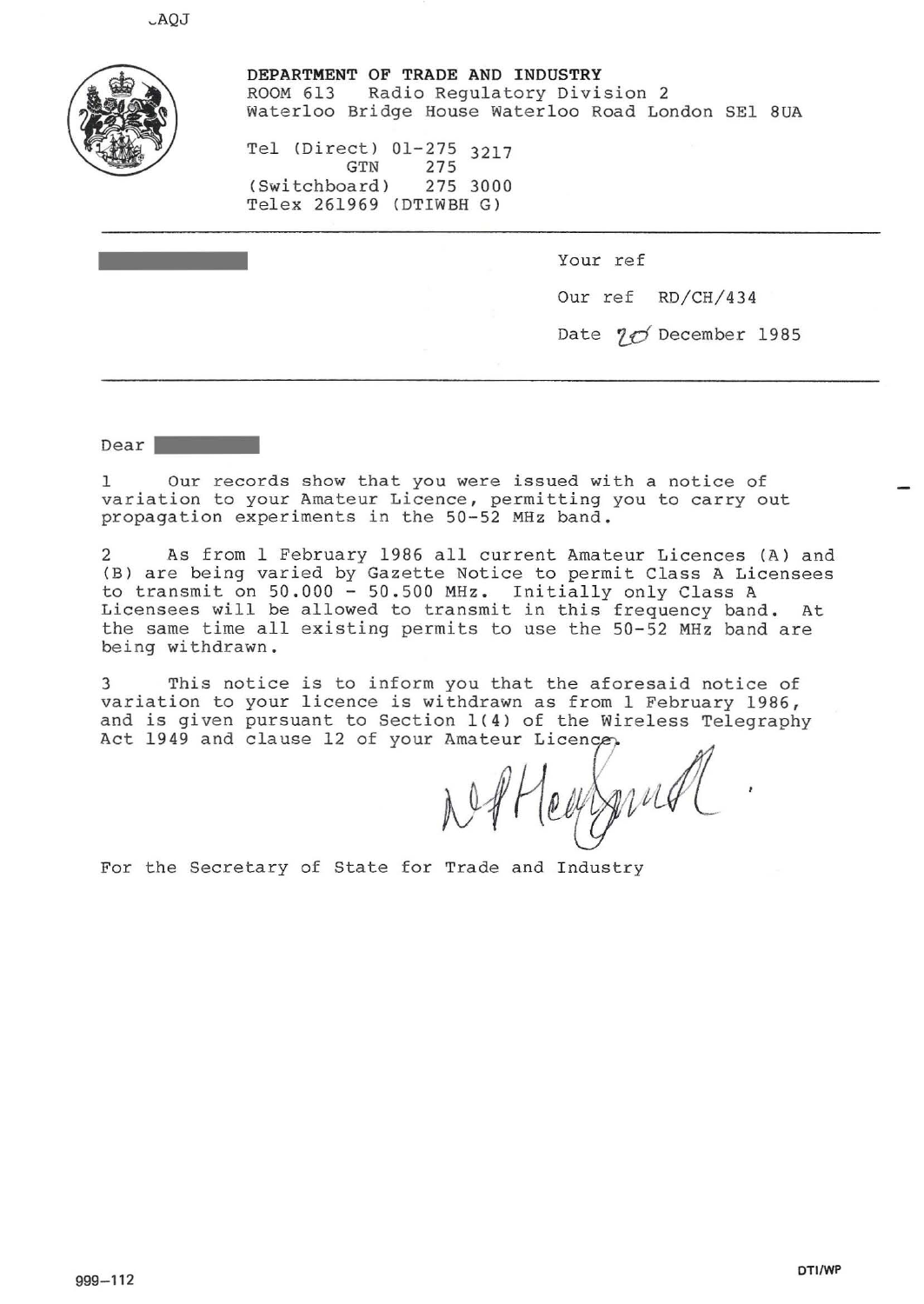ᴗAQJ

**DEPARTMENT OF TRADE AND INDUSTRY**
ROOM 613 Radio Regulatory Division 2
Waterloo Bridge House Waterloo Road London SE1 8UA

Tel (Direct) 01-275 3217
GTN 275
(Switchboard) 275 3000
Telex 261969 (DTIWBH G)

---

Your ref

Our ref RD/CH/434

Date 20 December 1985

---

Dear

1 Our records show that you were issued with a notice of variation to your Amateur Licence, permitting you to carry out propagation experiments in the 50-52 MHz band.

2 As from 1 February 1986 all current Amateur Licences (A) and (B) are being varied by Gazette Notice to permit Class A Licensees to transmit on 50.000 - 50.500 MHz. Initially only Class A Licensees will be allowed to transmit in this frequency band. At the same time all existing permits to use the 50-52 MHz band are being withdrawn.

3 This notice is to inform you that the aforesaid notice of variation to your licence is withdrawn as from 1 February 1986, and is given pursuant to Section 1(4) of the Wireless Telegraphy Act 1949 and clause 12 of your Amateur Licence.

N P Heathfield

For the Secretary of State for Trade and Industry

999—112

DTI/WP